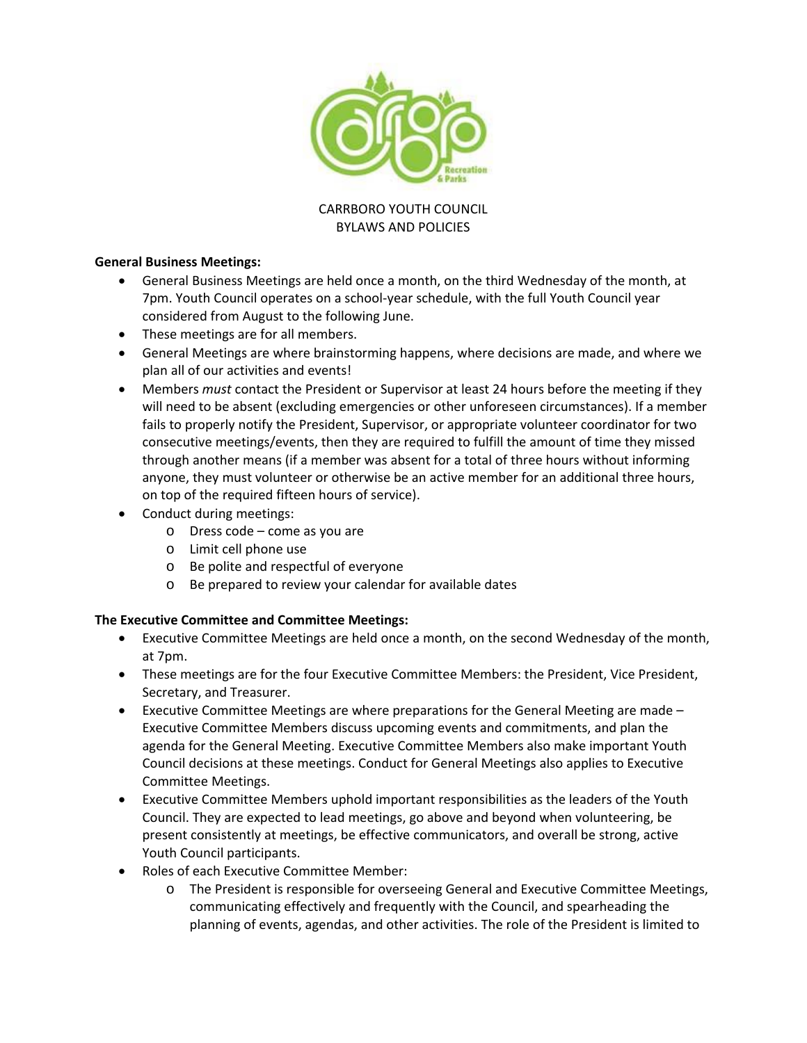# CARRBORO YOUTH COUNCIL
# BYLAWS AND POLICIES

**General Business Meetings:**

- General Business Meetings are held once a month, on the third Wednesday of the month, at 7pm. Youth Council operates on a school-year schedule, with the full Youth Council year considered from August to the following June.
- These meetings are for all members.
- General Meetings are where brainstorming happens, where decisions are made, and where we plan all of our activities and events!
- Members *must* contact the President or Supervisor at least 24 hours before the meeting if they will need to be absent (excluding emergencies or other unforeseen circumstances). If a member fails to properly notify the President, Supervisor, or appropriate volunteer coordinator for two consecutive meetings/events, then they are required to fulfill the amount of time they missed through another means (if a member was absent for a total of three hours without informing anyone, they must volunteer or otherwise be an active member for an additional three hours, on top of the required fifteen hours of service).
- Conduct during meetings:
  - Dress code – come as you are
  - Limit cell phone use
  - Be polite and respectful of everyone
  - Be prepared to review your calendar for available dates

**The Executive Committee and Committee Meetings:**

- Executive Committee Meetings are held once a month, on the second Wednesday of the month, at 7pm.
- These meetings are for the four Executive Committee Members: the President, Vice President, Secretary, and Treasurer.
- Executive Committee Meetings are where preparations for the General Meeting are made – Executive Committee Members discuss upcoming events and commitments, and plan the agenda for the General Meeting. Executive Committee Members also make important Youth Council decisions at these meetings. Conduct for General Meetings also applies to Executive Committee Meetings.
- Executive Committee Members uphold important responsibilities as the leaders of the Youth Council. They are expected to lead meetings, go above and beyond when volunteering, be present consistently at meetings, be effective communicators, and overall be strong, active Youth Council participants.
- Roles of each Executive Committee Member:
  - The President is responsible for overseeing General and Executive Committee Meetings, communicating effectively and frequently with the Council, and spearheading the planning of events, agendas, and other activities. The role of the President is limited to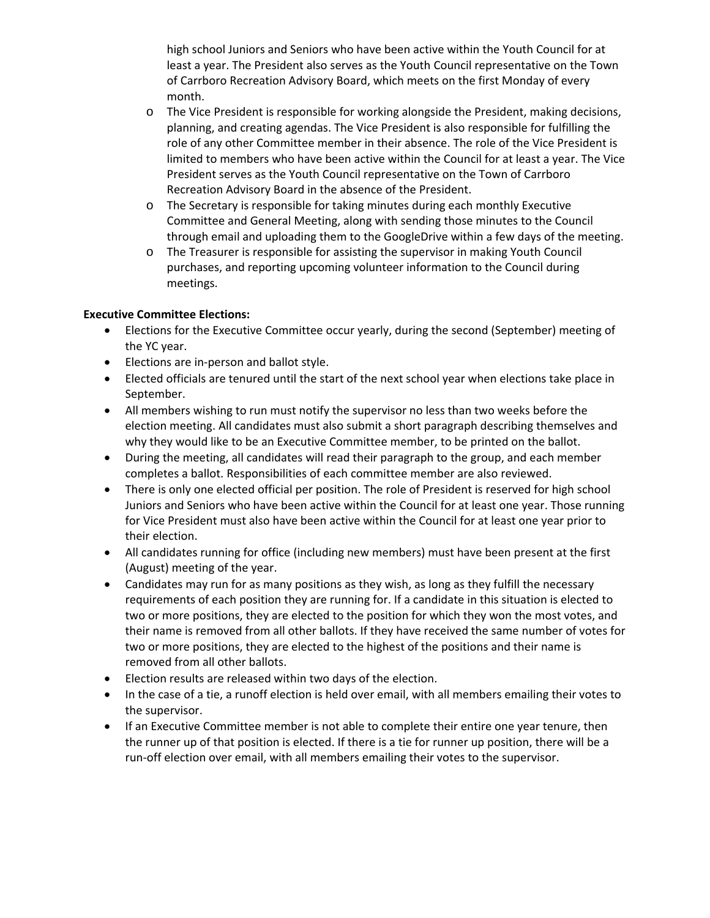high school Juniors and Seniors who have been active within the Youth Council for at least a year. The President also serves as the Youth Council representative on the Town of Carrboro Recreation Advisory Board, which meets on the first Monday of every month.

- The Vice President is responsible for working alongside the President, making decisions, planning, and creating agendas. The Vice President is also responsible for fulfilling the role of any other Committee member in their absence. The role of the Vice President is limited to members who have been active within the Council for at least a year. The Vice President serves as the Youth Council representative on the Town of Carrboro Recreation Advisory Board in the absence of the President.
- The Secretary is responsible for taking minutes during each monthly Executive Committee and General Meeting, along with sending those minutes to the Council through email and uploading them to the GoogleDrive within a few days of the meeting.
- The Treasurer is responsible for assisting the supervisor in making Youth Council purchases, and reporting upcoming volunteer information to the Council during meetings.

**Executive Committee Elections:**

- Elections for the Executive Committee occur yearly, during the second (September) meeting of the YC year.
- Elections are in-person and ballot style.
- Elected officials are tenured until the start of the next school year when elections take place in September.
- All members wishing to run must notify the supervisor no less than two weeks before the election meeting. All candidates must also submit a short paragraph describing themselves and why they would like to be an Executive Committee member, to be printed on the ballot.
- During the meeting, all candidates will read their paragraph to the group, and each member completes a ballot. Responsibilities of each committee member are also reviewed.
- There is only one elected official per position. The role of President is reserved for high school Juniors and Seniors who have been active within the Council for at least one year. Those running for Vice President must also have been active within the Council for at least one year prior to their election.
- All candidates running for office (including new members) must have been present at the first (August) meeting of the year.
- Candidates may run for as many positions as they wish, as long as they fulfill the necessary requirements of each position they are running for. If a candidate in this situation is elected to two or more positions, they are elected to the position for which they won the most votes, and their name is removed from all other ballots. If they have received the same number of votes for two or more positions, they are elected to the highest of the positions and their name is removed from all other ballots.
- Election results are released within two days of the election.
- In the case of a tie, a runoff election is held over email, with all members emailing their votes to the supervisor.
- If an Executive Committee member is not able to complete their entire one year tenure, then the runner up of that position is elected. If there is a tie for runner up position, there will be a run-off election over email, with all members emailing their votes to the supervisor.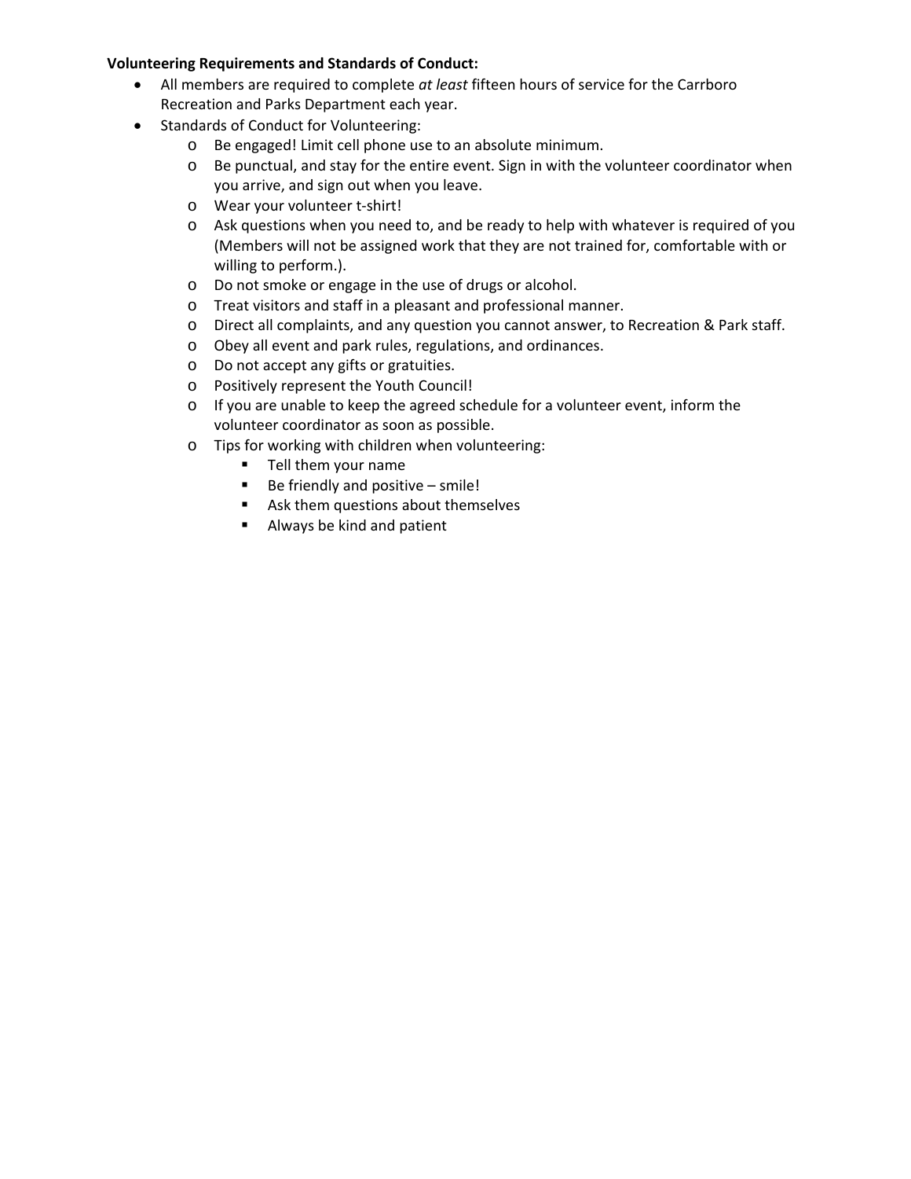**Volunteering Requirements and Standards of Conduct:**

- All members are required to complete *at least* fifteen hours of service for the Carrboro Recreation and Parks Department each year.
- Standards of Conduct for Volunteering:
  - Be engaged! Limit cell phone use to an absolute minimum.
  - Be punctual, and stay for the entire event. Sign in with the volunteer coordinator when you arrive, and sign out when you leave.
  - Wear your volunteer t-shirt!
  - Ask questions when you need to, and be ready to help with whatever is required of you (Members will not be assigned work that they are not trained for, comfortable with or willing to perform.).
  - Do not smoke or engage in the use of drugs or alcohol.
  - Treat visitors and staff in a pleasant and professional manner.
  - Direct all complaints, and any question you cannot answer, to Recreation & Park staff.
  - Obey all event and park rules, regulations, and ordinances.
  - Do not accept any gifts or gratuities.
  - Positively represent the Youth Council!
  - If you are unable to keep the agreed schedule for a volunteer event, inform the volunteer coordinator as soon as possible.
  - Tips for working with children when volunteering:
    - Tell them your name
    - Be friendly and positive – smile!
    - Ask them questions about themselves
    - Always be kind and patient